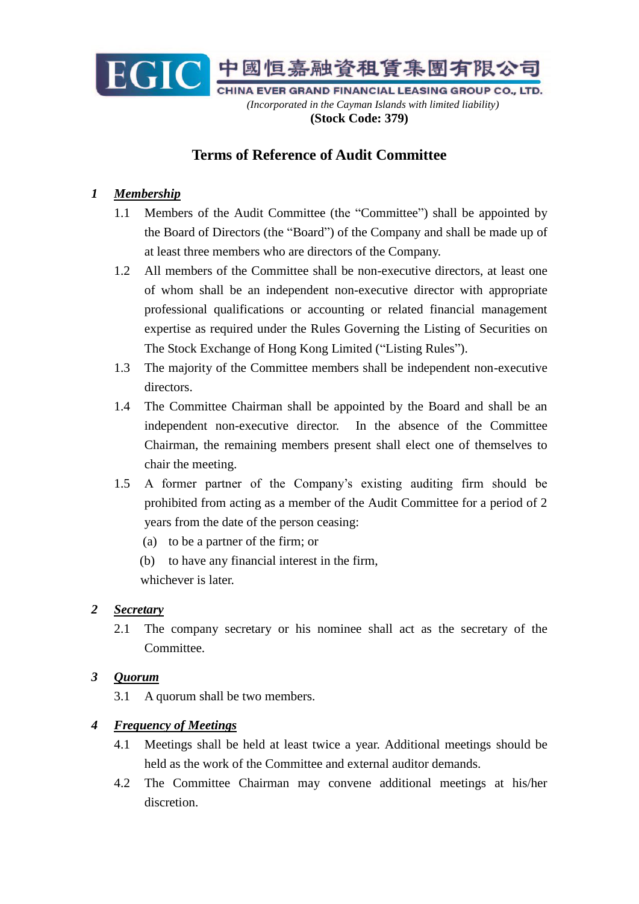EGIC 中國恒嘉融資租賃集團有限公司

CHINA EVER GRAND FINANCIAL LEASING GROUP CO., LTD.

*(Incorporated in the Cayman Islands with limited liability)*

**(Stock Code: 379)**

# Terms of Reference of Audit Committee

## *1 Membership*

1.1 Members of the Audit Committee (the "Committee") shall be appointed by the Board of Directors (the "Board") of the Company and shall be made up of at least three members who are directors of the Company.

1.2 All members of the Committee shall be non-executive directors, at least one of whom shall be an independent non-executive director with appropriate professional qualifications or accounting or related financial management expertise as required under the Rules Governing the Listing of Securities on The Stock Exchange of Hong Kong Limited ("Listing Rules").

1.3 The majority of the Committee members shall be independent non-executive directors.

1.4 The Committee Chairman shall be appointed by the Board and shall be an independent non-executive director. In the absence of the Committee Chairman, the remaining members present shall elect one of themselves to chair the meeting.

1.5 A former partner of the Company's existing auditing firm should be prohibited from acting as a member of the Audit Committee for a period of 2 years from the date of the person ceasing:

(a) to be a partner of the firm; or

(b) to have any financial interest in the firm,

whichever is later.

## *2 Secretary*

2.1 The company secretary or his nominee shall act as the secretary of the Committee.

## *3 Quorum*

3.1 A quorum shall be two members.

## *4 Frequency of Meetings*

4.1 Meetings shall be held at least twice a year. Additional meetings should be held as the work of the Committee and external auditor demands.

4.2 The Committee Chairman may convene additional meetings at his/her discretion.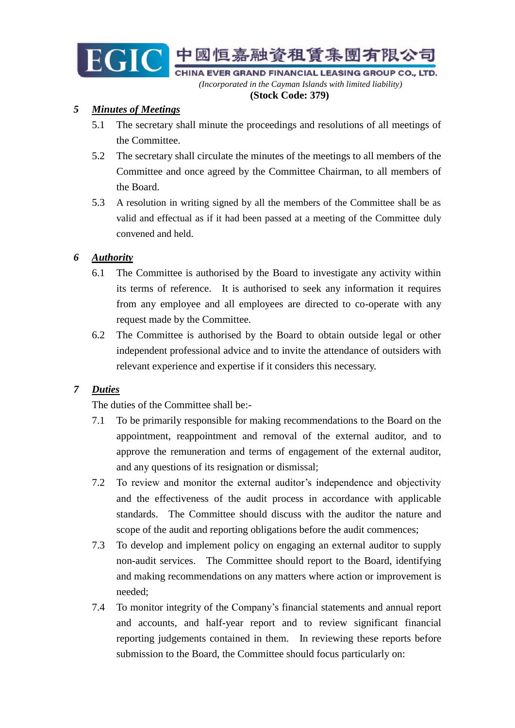## 5 *Minutes of Meetings*

5.1 The secretary shall minute the proceedings and resolutions of all meetings of the Committee.

5.2 The secretary shall circulate the minutes of the meetings to all members of the Committee and once agreed by the Committee Chairman, to all members of the Board.

5.3 A resolution in writing signed by all the members of the Committee shall be as valid and effectual as if it had been passed at a meeting of the Committee duly convened and held.

## 6 *Authority*

6.1 The Committee is authorised by the Board to investigate any activity within its terms of reference. It is authorised to seek any information it requires from any employee and all employees are directed to co-operate with any request made by the Committee.

6.2 The Committee is authorised by the Board to obtain outside legal or other independent professional advice and to invite the attendance of outsiders with relevant experience and expertise if it considers this necessary.

## 7 *Duties*

The duties of the Committee shall be:-

7.1 To be primarily responsible for making recommendations to the Board on the appointment, reappointment and removal of the external auditor, and to approve the remuneration and terms of engagement of the external auditor, and any questions of its resignation or dismissal;

7.2 To review and monitor the external auditor's independence and objectivity and the effectiveness of the audit process in accordance with applicable standards. The Committee should discuss with the auditor the nature and scope of the audit and reporting obligations before the audit commences;

7.3 To develop and implement policy on engaging an external auditor to supply non-audit services. The Committee should report to the Board, identifying and making recommendations on any matters where action or improvement is needed;

7.4 To monitor integrity of the Company's financial statements and annual report and accounts, and half-year report and to review significant financial reporting judgements contained in them. In reviewing these reports before submission to the Board, the Committee should focus particularly on: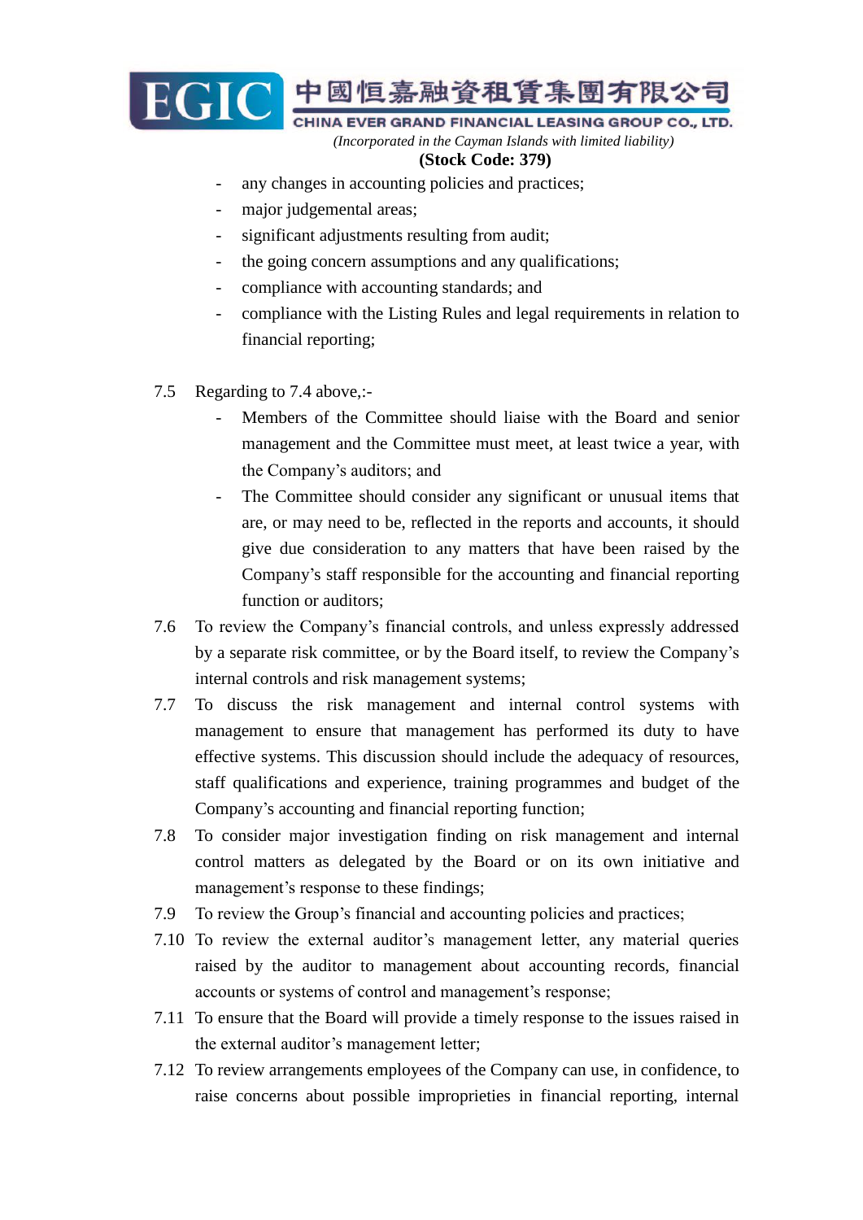- any changes in accounting policies and practices;
- major judgemental areas;
- significant adjustments resulting from audit;
- the going concern assumptions and any qualifications;
- compliance with accounting standards; and
- compliance with the Listing Rules and legal requirements in relation to financial reporting;

7.5 Regarding to 7.4 above,:-

- Members of the Committee should liaise with the Board and senior management and the Committee must meet, at least twice a year, with the Company's auditors; and
- The Committee should consider any significant or unusual items that are, or may need to be, reflected in the reports and accounts, it should give due consideration to any matters that have been raised by the Company's staff responsible for the accounting and financial reporting function or auditors;

7.6 To review the Company's financial controls, and unless expressly addressed by a separate risk committee, or by the Board itself, to review the Company's internal controls and risk management systems;

7.7 To discuss the risk management and internal control systems with management to ensure that management has performed its duty to have effective systems. This discussion should include the adequacy of resources, staff qualifications and experience, training programmes and budget of the Company's accounting and financial reporting function;

7.8 To consider major investigation finding on risk management and internal control matters as delegated by the Board or on its own initiative and management's response to these findings;

7.9 To review the Group's financial and accounting policies and practices;

7.10 To review the external auditor's management letter, any material queries raised by the auditor to management about accounting records, financial accounts or systems of control and management's response;

7.11 To ensure that the Board will provide a timely response to the issues raised in the external auditor's management letter;

7.12 To review arrangements employees of the Company can use, in confidence, to raise concerns about possible improprieties in financial reporting, internal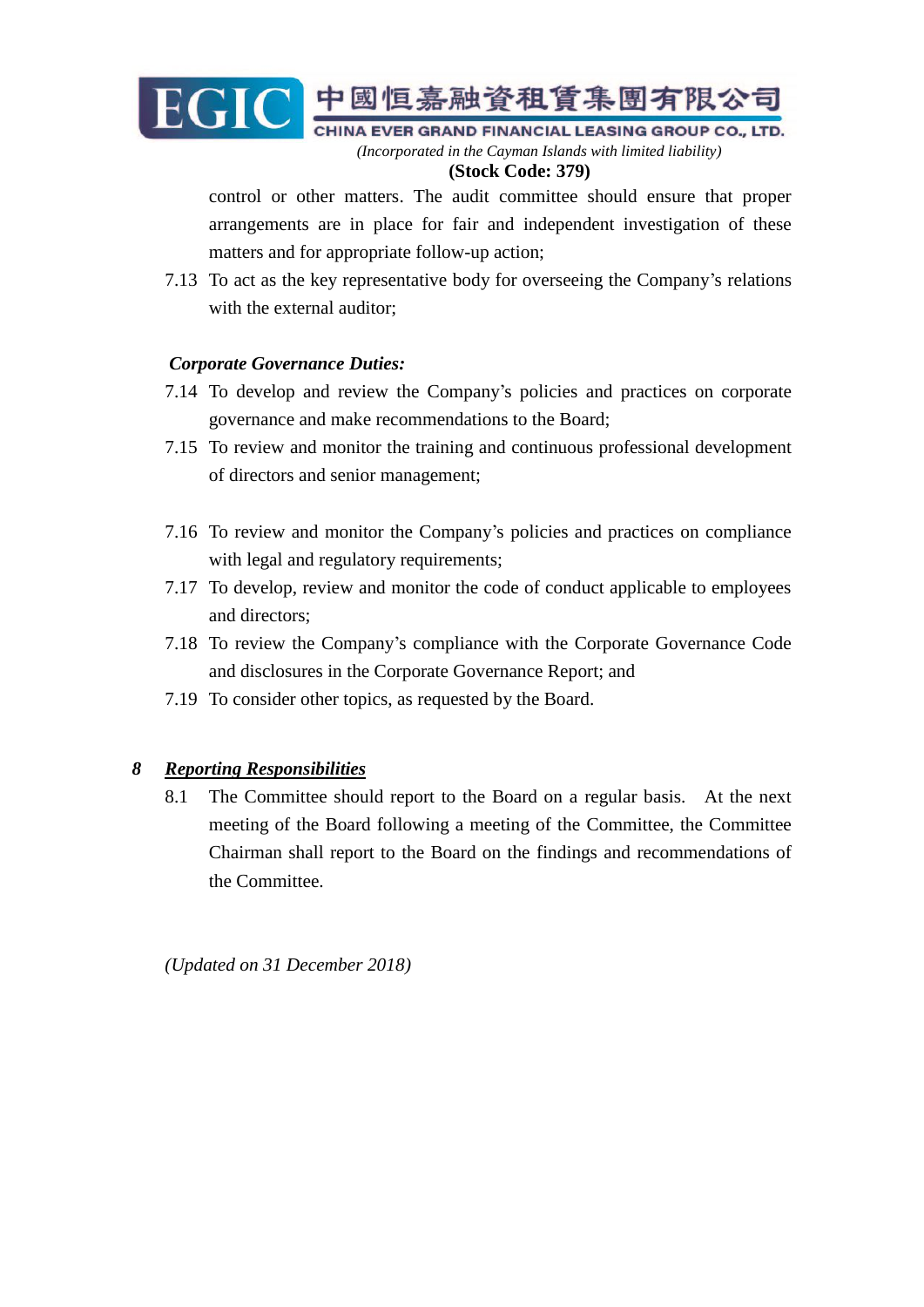control or other matters. The audit committee should ensure that proper arrangements are in place for fair and independent investigation of these matters and for appropriate follow-up action;

7.13 To act as the key representative body for overseeing the Company's relations with the external auditor;

***Corporate Governance Duties:***

7.14 To develop and review the Company's policies and practices on corporate governance and make recommendations to the Board;

7.15 To review and monitor the training and continuous professional development of directors and senior management;

7.16 To review and monitor the Company's policies and practices on compliance with legal and regulatory requirements;

7.17 To develop, review and monitor the code of conduct applicable to employees and directors;

7.18 To review the Company's compliance with the Corporate Governance Code and disclosures in the Corporate Governance Report; and

7.19 To consider other topics, as requested by the Board.

## *8 Reporting Responsibilities*

8.1 The Committee should report to the Board on a regular basis. At the next meeting of the Board following a meeting of the Committee, the Committee Chairman shall report to the Board on the findings and recommendations of the Committee.

*(Updated on 31 December 2018)*